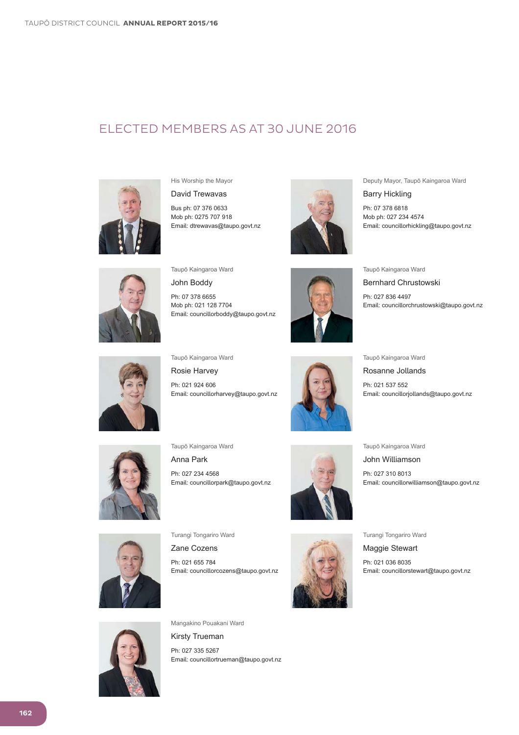# ELECTED MEMBERS AS AT 30 JUNE 2016

His Worship the Mayor

**David Trewavas**

Bus ph: 07 376 0633
Mob ph: 0275 707 918
Email: dtrewavas@taupo.govt.nz

Deputy Mayor, Taupō Kaingaroa Ward

**Barry Hickling**

Ph: 07 378 6818
Mob ph: 027 234 4574
Email: councillorhickling@taupo.govt.nz

Taupō Kaingaroa Ward

**John Boddy**

Ph: 07 378 6655
Mob ph: 021 128 7704
Email: councillorboddy@taupo.govt.nz

Taupō Kaingaroa Ward

**Bernhard Chrustowski**

Ph: 027 836 4497
Email: councillorchrustowski@taupo.govt.nz

Taupō Kaingaroa Ward

**Rosie Harvey**

Ph: 021 924 606
Email: councillorharvey@taupo.govt.nz

Taupō Kaingaroa Ward

**Rosanne Jollands**

Ph: 021 537 552
Email: councillorjollands@taupo.govt.nz

Taupō Kaingaroa Ward

**Anna Park**

Ph: 027 234 4568
Email: councillorpark@taupo.govt.nz

Taupō Kaingaroa Ward

**John Williamson**

Ph: 027 310 8013
Email: councillorwilliamson@taupo.govt.nz

Turangi Tongariro Ward

**Zane Cozens**

Ph: 021 655 784
Email: councillorcozens@taupo.govt.nz

Turangi Tongariro Ward

**Maggie Stewart**

Ph: 021 036 8035
Email: councillorstewart@taupo.govt.nz

Mangakino Pouakani Ward

**Kirsty Trueman**

Ph: 027 335 5267
Email: councillortrueman@taupo.govt.nz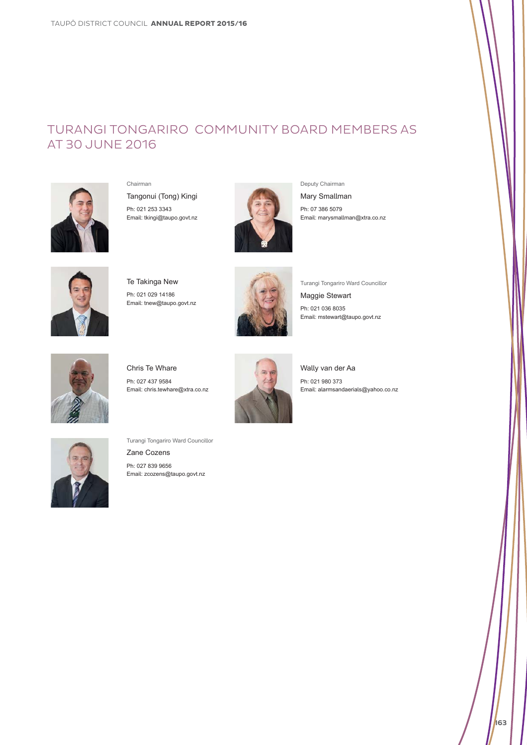# TURANGI TONGARIRO COMMUNITY BOARD MEMBERS AS AT 30 JUNE 2016

Chairman

Tangonui (Tong) Kingi

Ph: 021 253 3343
Email: tkingi@taupo.govt.nz

Deputy Chairman

Mary Smallman

Ph: 07 386 5079
Email: marysmallman@xtra.co.nz

Te Takinga New

Ph: 021 029 14186
Email: tnew@taupo.govt.nz

Turangi Tongariro Ward Councillor

Maggie Stewart

Ph: 021 036 8035
Email: mstewart@taupo.govt.nz

Chris Te Whare

Ph: 027 437 9584
Email: chris.tewhare@xtra.co.nz

Wally van der Aa

Ph: 021 980 373
Email: alarmsandaerials@yahoo.co.nz

Turangi Tongariro Ward Councillor

Zane Cozens

Ph: 027 839 9656
Email: zcozens@taupo.govt.nz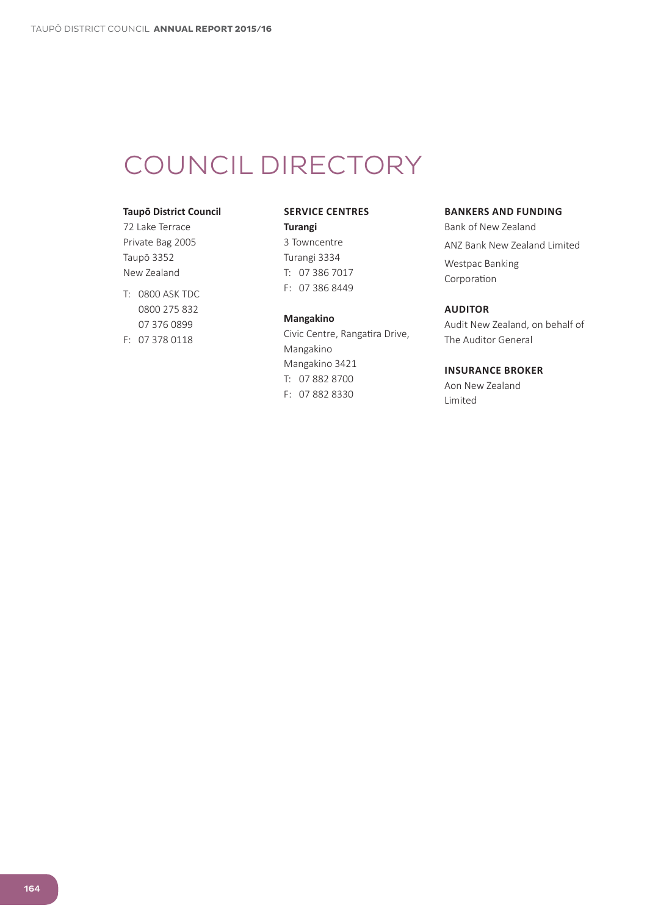# COUNCIL DIRECTORY

**Taupō District Council**

72 Lake Terrace
Private Bag 2005
Taupō 3352
New Zealand

T: 0800 ASK TDC
0800 275 832
07 376 0899
F: 07 378 0118

## SERVICE CENTRES

**Turangi**

3 Towncentre
Turangi 3334
T: 07 386 7017
F: 07 386 8449

**Mangakino**

Civic Centre, Rangatira Drive,
Mangakino
Mangakino 3421
T: 07 882 8700
F: 07 882 8330

## BANKERS AND FUNDING

Bank of New Zealand

ANZ Bank New Zealand Limited

Westpac Banking Corporation

## AUDITOR

Audit New Zealand, on behalf of The Auditor General

## INSURANCE BROKER

Aon New Zealand Limited